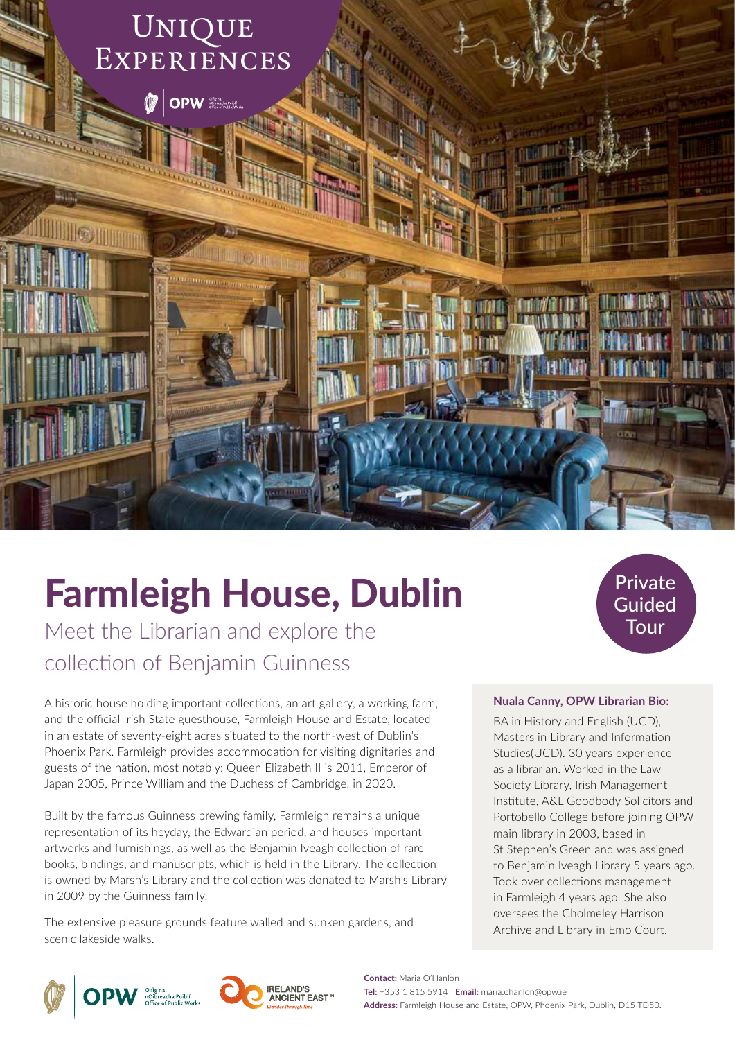Unique Experiences

# Farmleigh House, Dublin

## Meet the Librarian and explore the collection of Benjamin Guinness

Private Guided Tour

A historic house holding important collections, an art gallery, a working farm, and the official Irish State guesthouse, Farmleigh House and Estate, located in an estate of seventy-eight acres situated to the north-west of Dublin's Phoenix Park. Farmleigh provides accommodation for visiting dignitaries and guests of the nation, most notably: Queen Elizabeth II is 2011, Emperor of Japan 2005, Prince William and the Duchess of Cambridge, in 2020.

Built by the famous Guinness brewing family, Farmleigh remains a unique representation of its heyday, the Edwardian period, and houses important artworks and furnishings, as well as the Benjamin Iveagh collection of rare books, bindings, and manuscripts, which is held in the Library. The collection is owned by Marsh's Library and the collection was donated to Marsh's Library in 2009 by the Guinness family.

The extensive pleasure grounds feature walled and sunken gardens, and scenic lakeside walks.

**Nuala Canny, OPW Librarian Bio:**

BA in History and English (UCD), Masters in Library and Information Studies(UCD). 30 years experience as a librarian. Worked in the Law Society Library, Irish Management Institute, A&L Goodbody Solicitors and Portobello College before joining OPW main library in 2003, based in St Stephen's Green and was assigned to Benjamin Iveagh Library 5 years ago. Took over collections management in Farmleigh 4 years ago. She also oversees the Cholmeley Harrison Archive and Library in Emo Court.

**Contact:** Maria O'Hanlon
**Tel:** +353 1 815 5914 **Email:** maria.ohanlon@opw.ie
**Address:** Farmleigh House and Estate, OPW, Phoenix Park, Dublin, D15 TD50.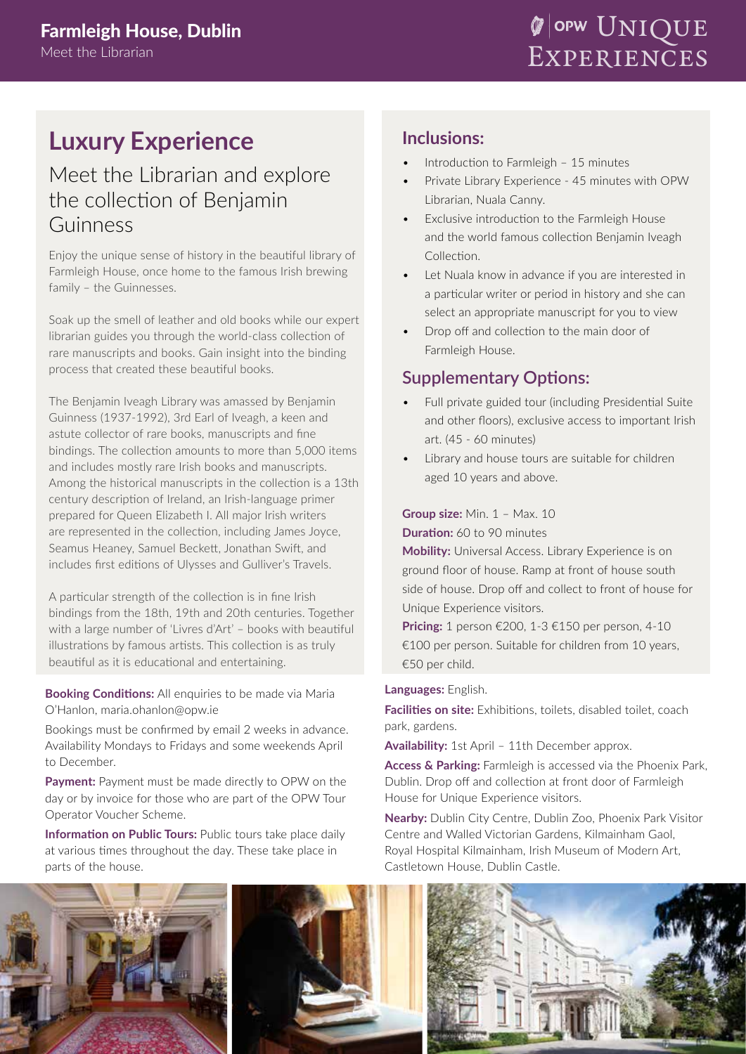# Farmleigh House, Dublin

Meet the Librarian

OPW UNIQUE EXPERIENCES

## Luxury Experience

### Meet the Librarian and explore the collection of Benjamin Guinness

Enjoy the unique sense of history in the beautiful library of Farmleigh House, once home to the famous Irish brewing family – the Guinnesses.

Soak up the smell of leather and old books while our expert librarian guides you through the world-class collection of rare manuscripts and books. Gain insight into the binding process that created these beautiful books.

The Benjamin Iveagh Library was amassed by Benjamin Guinness (1937-1992), 3rd Earl of Iveagh, a keen and astute collector of rare books, manuscripts and fine bindings. The collection amounts to more than 5,000 items and includes mostly rare Irish books and manuscripts. Among the historical manuscripts in the collection is a 13th century description of Ireland, an Irish-language primer prepared for Queen Elizabeth I. All major Irish writers are represented in the collection, including James Joyce, Seamus Heaney, Samuel Beckett, Jonathan Swift, and includes first editions of Ulysses and Gulliver's Travels.

A particular strength of the collection is in fine Irish bindings from the 18th, 19th and 20th centuries. Together with a large number of 'Livres d'Art' – books with beautiful illustrations by famous artists. This collection is as truly beautiful as it is educational and entertaining.

**Booking Conditions:** All enquiries to be made via Maria O'Hanlon, maria.ohanlon@opw.ie

Bookings must be confirmed by email 2 weeks in advance. Availability Mondays to Fridays and some weekends April to December.

**Payment:** Payment must be made directly to OPW on the day or by invoice for those who are part of the OPW Tour Operator Voucher Scheme.

**Information on Public Tours:** Public tours take place daily at various times throughout the day. These take place in parts of the house.

## Inclusions:

- Introduction to Farmleigh – 15 minutes
- Private Library Experience - 45 minutes with OPW Librarian, Nuala Canny.
- Exclusive introduction to the Farmleigh House and the world famous collection Benjamin Iveagh Collection.
- Let Nuala know in advance if you are interested in a particular writer or period in history and she can select an appropriate manuscript for you to view
- Drop off and collection to the main door of Farmleigh House.

## Supplementary Options:

- Full private guided tour (including Presidential Suite and other floors), exclusive access to important Irish art. (45 - 60 minutes)
- Library and house tours are suitable for children aged 10 years and above.

**Group size:** Min. 1 – Max. 10

**Duration:** 60 to 90 minutes

**Mobility:** Universal Access. Library Experience is on ground floor of house. Ramp at front of house south side of house. Drop off and collect to front of house for Unique Experience visitors.

**Pricing:** 1 person €200, 1-3 €150 per person, 4-10 €100 per person. Suitable for children from 10 years, €50 per child.

**Languages:** English.

**Facilities on site:** Exhibitions, toilets, disabled toilet, coach park, gardens.

**Availability:** 1st April – 11th December approx.

**Access & Parking:** Farmleigh is accessed via the Phoenix Park, Dublin. Drop off and collection at front door of Farmleigh House for Unique Experience visitors.

**Nearby:** Dublin City Centre, Dublin Zoo, Phoenix Park Visitor Centre and Walled Victorian Gardens, Kilmainham Gaol, Royal Hospital Kilmainham, Irish Museum of Modern Art, Castletown House, Dublin Castle.